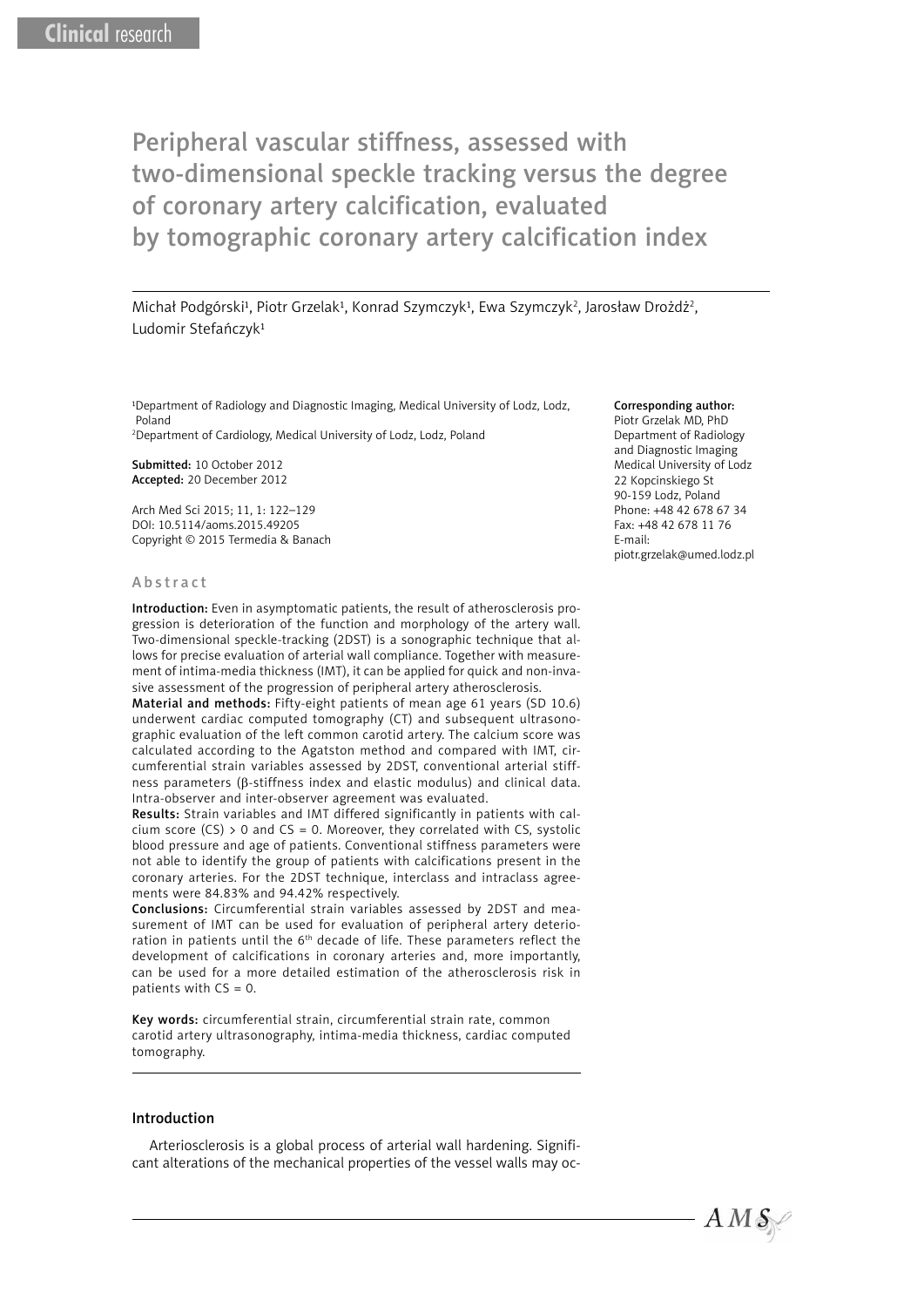Clinical research

# Peripheral vascular stiffness, assessed with two-dimensional speckle tracking versus the degree of coronary artery calcification, evaluated by tomographic coronary artery calcification index

Michał Podgórski[1], Piotr Grzelak[1], Konrad Szymczyk[1], Ewa Szymczyk[2], Jarosław Drożdż[2], Ludomir Stefańczyk[1]

[1]Department of Radiology and Diagnostic Imaging, Medical University of Lodz, Lodz, Poland
[2]Department of Cardiology, Medical University of Lodz, Lodz, Poland

**Submitted:** 10 October 2012
**Accepted:** 20 December 2012

Arch Med Sci 2015; 11, 1: 122–129
DOI: 10.5114/aoms.2015.49205
Copyright © 2015 Termedia & Banach

**Corresponding author:**
Piotr Grzelak MD, PhD
Department of Radiology and Diagnostic Imaging
Medical University of Lodz
22 Kopcinskiego St
90-159 Lodz, Poland
Phone: +48 42 678 67 34
Fax: +48 42 678 11 76
E-mail: piotr.grzelak@umed.lodz.pl

## Abstract

**Introduction:** Even in asymptomatic patients, the result of atherosclerosis progression is deterioration of the function and morphology of the artery wall. Two-dimensional speckle-tracking (2DST) is a sonographic technique that allows for precise evaluation of arterial wall compliance. Together with measurement of intima-media thickness (IMT), it can be applied for quick and non-invasive assessment of the progression of peripheral artery atherosclerosis.

**Material and methods:** Fifty-eight patients of mean age 61 years (SD 10.6) underwent cardiac computed tomography (CT) and subsequent ultrasonographic evaluation of the left common carotid artery. The calcium score was calculated according to the Agatston method and compared with IMT, circumferential strain variables assessed by 2DST, conventional arterial stiffness parameters (β-stiffness index and elastic modulus) and clinical data. Intra-observer and inter-observer agreement was evaluated.

**Results:** Strain variables and IMT differed significantly in patients with calcium score (CS) > 0 and CS = 0. Moreover, they correlated with CS, systolic blood pressure and age of patients. Conventional stiffness parameters were not able to identify the group of patients with calcifications present in the coronary arteries. For the 2DST technique, interclass and intraclass agreements were 84.83% and 94.42% respectively.

**Conclusions:** Circumferential strain variables assessed by 2DST and measurement of IMT can be used for evaluation of peripheral artery deterioration in patients until the 6th decade of life. These parameters reflect the development of calcifications in coronary arteries and, more importantly, can be used for a more detailed estimation of the atherosclerosis risk in patients with CS = 0.

**Key words:** circumferential strain, circumferential strain rate, common carotid artery ultrasonography, intima-media thickness, cardiac computed tomography.

## Introduction

Arteriosclerosis is a global process of arterial wall hardening. Significant alterations of the mechanical properties of the vessel walls may oc-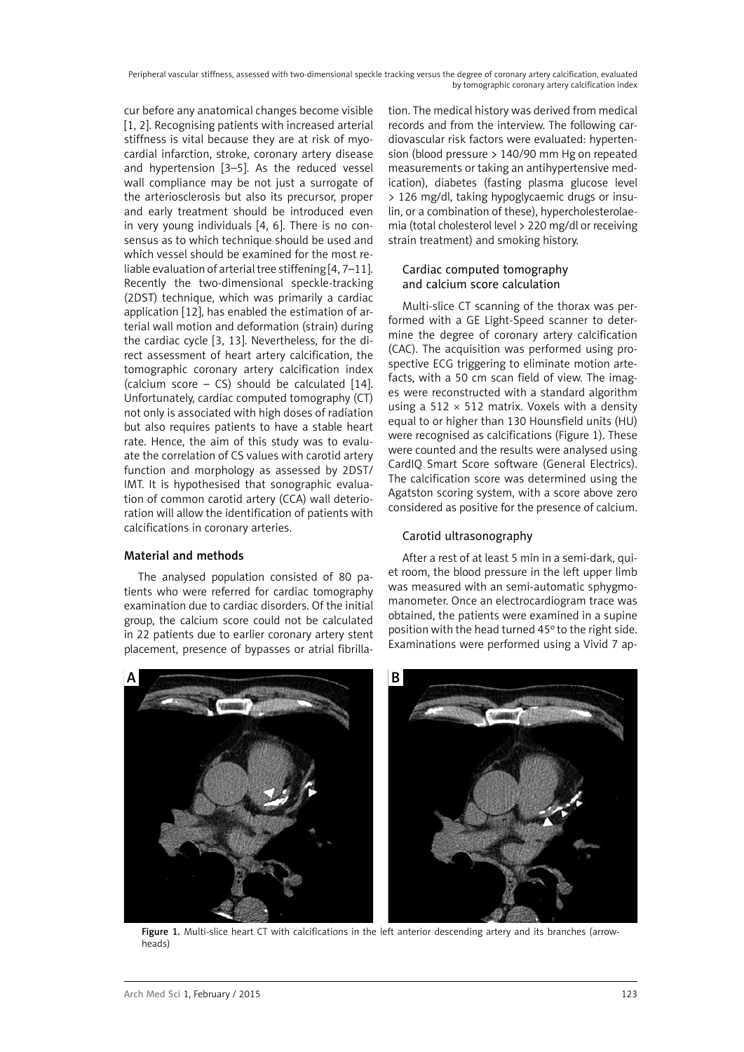cur before any anatomical changes become visible [1, 2]. Recognising patients with increased arterial stiffness is vital because they are at risk of myocardial infarction, stroke, coronary artery disease and hypertension [3–5]. As the reduced vessel wall compliance may be not just a surrogate of the arteriosclerosis but also its precursor, proper and early treatment should be introduced even in very young individuals [4, 6]. There is no consensus as to which technique should be used and which vessel should be examined for the most reliable evaluation of arterial tree stiffening [4, 7–11]. Recently the two-dimensional speckle-tracking (2DST) technique, which was primarily a cardiac application [12], has enabled the estimation of arterial wall motion and deformation (strain) during the cardiac cycle [3, 13]. Nevertheless, for the direct assessment of heart artery calcification, the tomographic coronary artery calcification index (calcium score – CS) should be calculated [14]. Unfortunately, cardiac computed tomography (CT) not only is associated with high doses of radiation but also requires patients to have a stable heart rate. Hence, the aim of this study was to evaluate the correlation of CS values with carotid artery function and morphology as assessed by 2DST/IMT. It is hypothesised that sonographic evaluation of common carotid artery (CCA) wall deterioration will allow the identification of patients with calcifications in coronary arteries.

## Material and methods

The analysed population consisted of 80 patients who were referred for cardiac tomography examination due to cardiac disorders. Of the initial group, the calcium score could not be calculated in 22 patients due to earlier coronary artery stent placement, presence of bypasses or atrial fibrillation. The medical history was derived from medical records and from the interview. The following cardiovascular risk factors were evaluated: hypertension (blood pressure > 140/90 mm Hg on repeated measurements or taking an antihypertensive medication), diabetes (fasting plasma glucose level > 126 mg/dl, taking hypoglycaemic drugs or insulin, or a combination of these), hypercholesterolaemia (total cholesterol level > 220 mg/dl or receiving strain treatment) and smoking history.

### Cardiac computed tomography and calcium score calculation

Multi-slice CT scanning of the thorax was performed with a GE Light-Speed scanner to determine the degree of coronary artery calcification (CAC). The acquisition was performed using prospective ECG triggering to eliminate motion artefacts, with a 50 cm scan field of view. The images were reconstructed with a standard algorithm using a 512 × 512 matrix. Voxels with a density equal to or higher than 130 Hounsfield units (HU) were recognised as calcifications (Figure 1). These were counted and the results were analysed using CardIQ Smart Score software (General Electrics). The calcification score was determined using the Agatston scoring system, with a score above zero considered as positive for the presence of calcium.

### Carotid ultrasonography

After a rest of at least 5 min in a semi-dark, quiet room, the blood pressure in the left upper limb was measured with an semi-automatic sphygmomanometer. Once an electrocardiogram trace was obtained, the patients were examined in a supine position with the head turned 45° to the right side. Examinations were performed using a Vivid 7 ap-

**Figure 1.** Multi-slice heart CT with calcifications in the left anterior descending artery and its branches (arrowheads)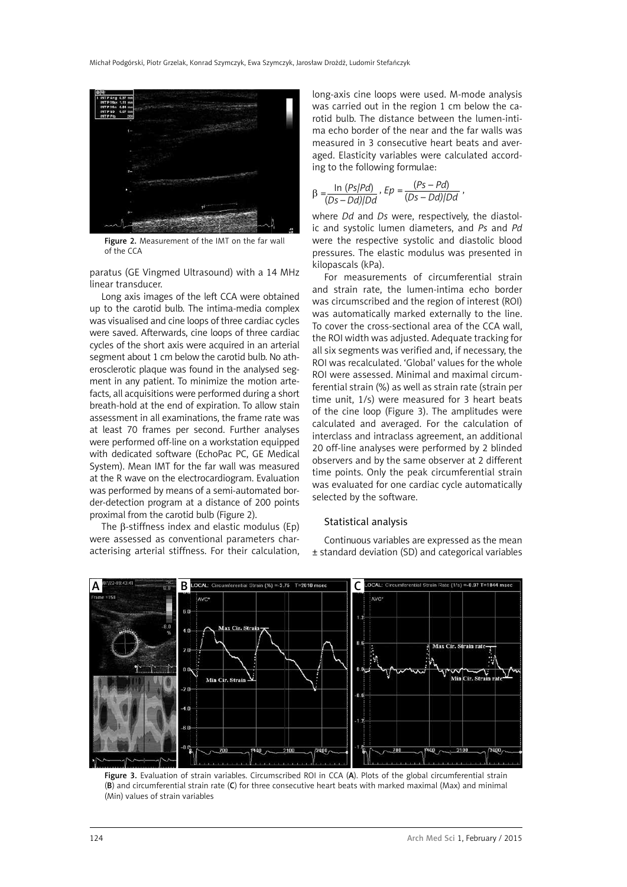Figure 2. Measurement of the IMT on the far wall of the CCA

paratus (GE Vingmed Ultrasound) with a 14 MHz linear transducer.

Long axis images of the left CCA were obtained up to the carotid bulb. The intima-media complex was visualised and cine loops of three cardiac cycles were saved. Afterwards, cine loops of three cardiac cycles of the short axis were acquired in an arterial segment about 1 cm below the carotid bulb. No atherosclerotic plaque was found in the analysed segment in any patient. To minimize the motion artefacts, all acquisitions were performed during a short breath-hold at the end of expiration. To allow stain assessment in all examinations, the frame rate was at least 70 frames per second. Further analyses were performed off-line on a workstation equipped with dedicated software (EchoPac PC, GE Medical System). Mean IMT for the far wall was measured at the R wave on the electrocardiogram. Evaluation was performed by means of a semi-automated border-detection program at a distance of 200 points proximal from the carotid bulb (Figure 2).

The β-stiffness index and elastic modulus (Ep) were assessed as conventional parameters characterising arterial stiffness. For their calculation, long-axis cine loops were used. M-mode analysis was carried out in the region 1 cm below the carotid bulb. The distance between the lumen-intima echo border of the near and the far walls was measured in 3 consecutive heart beats and averaged. Elasticity variables were calculated according to the following formulae:

$$\beta = \frac{\ln (Ps/Pd)}{(Ds - Dd)/Dd},\ Ep = \frac{(Ps - Pd)}{(Ds - Dd)/Dd},$$

where $Dd$ and $Ds$ were, respectively, the diastolic and systolic lumen diameters, and $Ps$ and $Pd$ were the respective systolic and diastolic blood pressures. The elastic modulus was presented in kilopascals (kPa).

For measurements of circumferential strain and strain rate, the lumen-intima echo border was circumscribed and the region of interest (ROI) was automatically marked externally to the line. To cover the cross-sectional area of the CCA wall, the ROI width was adjusted. Adequate tracking for all six segments was verified and, if necessary, the ROI was recalculated. 'Global' values for the whole ROI were assessed. Minimal and maximal circumferential strain (%) as well as strain rate (strain per time unit, 1/s) were measured for 3 heart beats of the cine loop (Figure 3). The amplitudes were calculated and averaged. For the calculation of interclass and intraclass agreement, an additional 20 off-line analyses were performed by 2 blinded observers and by the same observer at 2 different time points. Only the peak circumferential strain was evaluated for one cardiac cycle automatically selected by the software.

### Statistical analysis

Continuous variables are expressed as the mean ± standard deviation (SD) and categorical variables

Figure 3. Evaluation of strain variables. Circumscribed ROI in CCA (**A**). Plots of the global circumferential strain (**B**) and circumferential strain rate (**C**) for three consecutive heart beats with marked maximal (Max) and minimal (Min) values of strain variables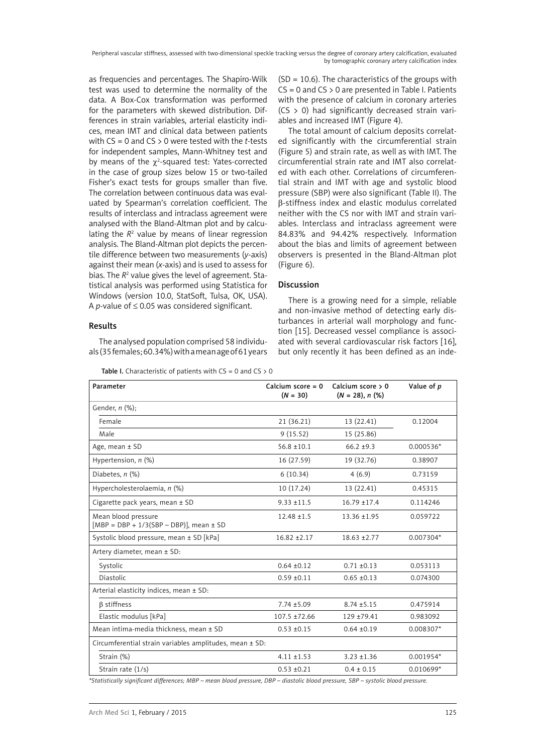as frequencies and percentages. The Shapiro-Wilk test was used to determine the normality of the data. A Box-Cox transformation was performed for the parameters with skewed distribution. Differences in strain variables, arterial elasticity indices, mean IMT and clinical data between patients with CS = 0 and CS > 0 were tested with the *t*-tests for independent samples, Mann-Whitney test and by means of the $\chi^2$-squared test: Yates-corrected in the case of group sizes below 15 or two-tailed Fisher's exact tests for groups smaller than five. The correlation between continuous data was evaluated by Spearman's correlation coefficient. The results of interclass and intraclass agreement were analysed with the Bland-Altman plot and by calculating the $R^2$ value by means of linear regression analysis. The Bland-Altman plot depicts the percentile difference between two measurements (*y*-axis) against their mean (*x*-axis) and is used to assess for bias. The $R^2$ value gives the level of agreement. Statistical analysis was performed using Statistica for Windows (version 10.0, StatSoft, Tulsa, OK, USA). A *p*-value of $\leq 0.05$ was considered significant.

## Results

The analysed population comprised 58 individuals (35 females; 60.34%) with a mean age of 61 years (SD = 10.6). The characteristics of the groups with CS = 0 and CS > 0 are presented in Table I. Patients with the presence of calcium in coronary arteries (CS > 0) had significantly decreased strain variables and increased IMT (Figure 4).

The total amount of calcium deposits correlated significantly with the circumferential strain (Figure 5) and strain rate, as well as with IMT. The circumferential strain rate and IMT also correlated with each other. Correlations of circumferential strain and IMT with age and systolic blood pressure (SBP) were also significant (Table II). The β-stiffness index and elastic modulus correlated neither with the CS nor with IMT and strain variables. Interclass and intraclass agreement were 84.83% and 94.42% respectively. Information about the bias and limits of agreement between observers is presented in the Bland-Altman plot (Figure 6).

**Table I.** Characteristic of patients with CS = 0 and CS > 0

| Parameter | Calcium score = 0 (*N* = 30) | Calcium score > 0 (*N* = 28), *n* (%) | Value of *p* |
|---|---|---|---|
| Gender, *n* (%); | | | |
| Female | 21 (36.21) | 13 (22.41) | 0.12004 |
| Male | 9 (15.52) | 15 (25.86) | |
| Age, mean ± SD | 56.8 ±10.1 | 66.2 ±9.3 | 0.000536* |
| Hypertension, *n* (%) | 16 (27.59) | 19 (32.76) | 0.38907 |
| Diabetes, *n* (%) | 6 (10.34) | 4 (6.9) | 0.73159 |
| Hypercholesterolaemia, *n* (%) | 10 (17.24) | 13 (22.41) | 0.45315 |
| Cigarette pack years, mean ± SD | 9.33 ±11.5 | 16.79 ±17.4 | 0.114246 |
| Mean blood pressure [MBP = DBP + 1/3(SBP – DBP)], mean ± SD | 12.48 ±1.5 | 13.36 ±1.95 | 0.059722 |
| Systolic blood pressure, mean ± SD [kPa] | 16.82 ±2.17 | 18.63 ±2.77 | 0.007304* |
| Artery diameter, mean ± SD: | | | |
| Systolic | 0.64 ±0.12 | 0.71 ±0.13 | 0.053113 |
| Diastolic | 0.59 ±0.11 | 0.65 ±0.13 | 0.074300 |
| Arterial elasticity indices, mean ± SD: | | | |
| β stiffness | 7.74 ±5.09 | 8.74 ±5.15 | 0.475914 |
| Elastic modulus [kPa] | 107.5 ±72.66 | 129 ±79.41 | 0.983092 |
| Mean intima-media thickness, mean ± SD | 0.53 ±0.15 | 0.64 ±0.19 | 0.008307* |
| Circumferential strain variables amplitudes, mean ± SD: | | | |
| Strain (%) | 4.11 ±1.53 | 3.23 ±1.36 | 0.001954* |
| Strain rate (1/s) | 0.53 ±0.21 | 0.4 ± 0.15 | 0.010699* |

*\*Statistically significant differences; MBP – mean blood pressure, DBP – diastolic blood pressure, SBP – systolic blood pressure.*

## Discussion

There is a growing need for a simple, reliable and non-invasive method of detecting early disturbances in arterial wall morphology and function [15]. Decreased vessel compliance is associated with several cardiovascular risk factors [16], but only recently it has been defined as an inde-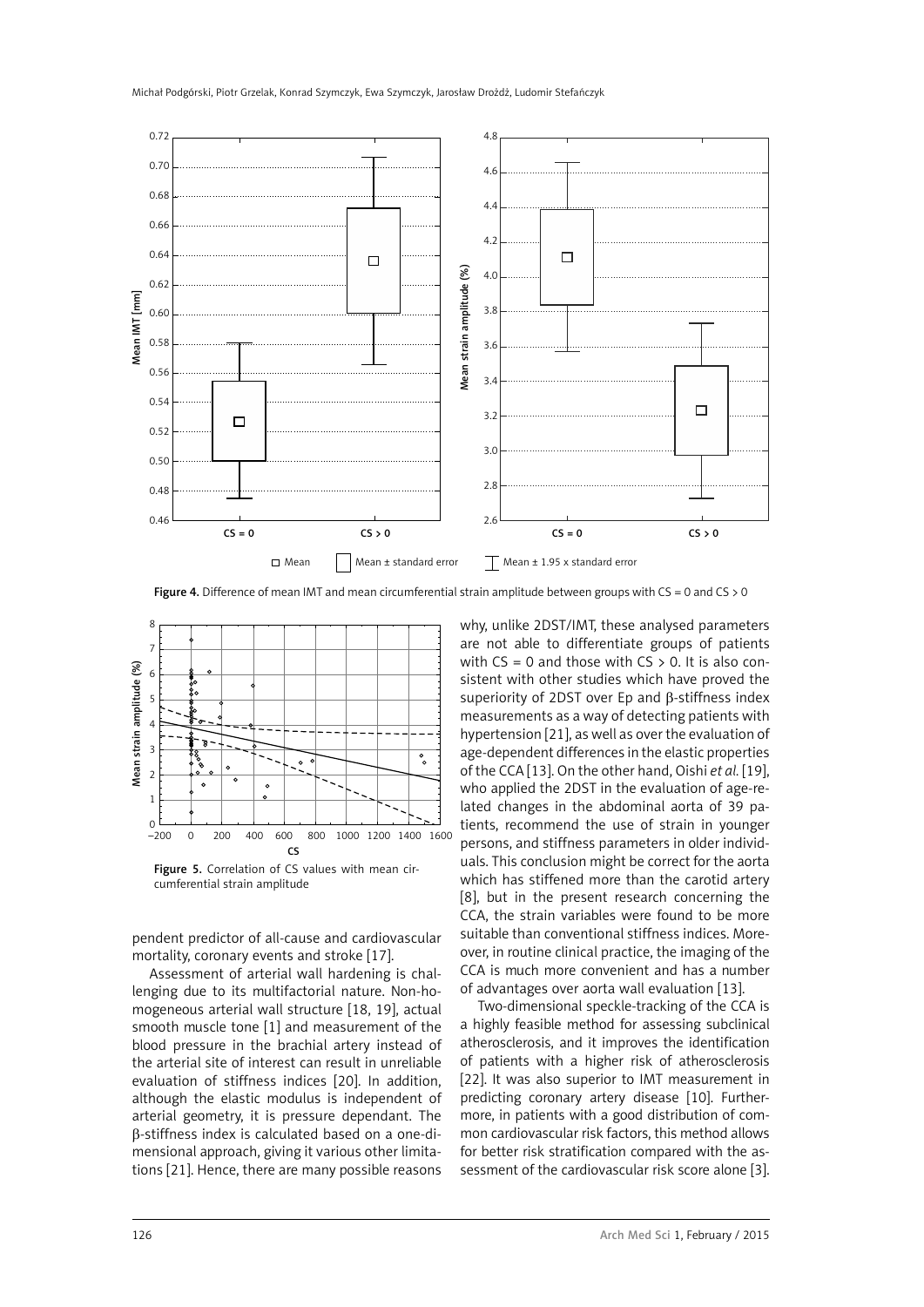Figure 4. Difference of mean IMT and mean circumferential strain amplitude between groups with CS = 0 and CS > 0

Figure 5. Correlation of CS values with mean circumferential strain amplitude

pendent predictor of all-cause and cardiovascular mortality, coronary events and stroke [17].

Assessment of arterial wall hardening is challenging due to its multifactorial nature. Non-homogeneous arterial wall structure [18, 19], actual smooth muscle tone [1] and measurement of the blood pressure in the brachial artery instead of the arterial site of interest can result in unreliable evaluation of stiffness indices [20]. In addition, although the elastic modulus is independent of arterial geometry, it is pressure dependant. The β-stiffness index is calculated based on a one-dimensional approach, giving it various other limitations [21]. Hence, there are many possible reasons why, unlike 2DST/IMT, these analysed parameters are not able to differentiate groups of patients with CS = 0 and those with CS > 0. It is also consistent with other studies which have proved the superiority of 2DST over Ep and β-stiffness index measurements as a way of detecting patients with hypertension [21], as well as over the evaluation of age-dependent differences in the elastic properties of the CCA [13]. On the other hand, Oishi *et al.* [19], who applied the 2DST in the evaluation of age-related changes in the abdominal aorta of 39 patients, recommend the use of strain in younger persons, and stiffness parameters in older individuals. This conclusion might be correct for the aorta which has stiffened more than the carotid artery [8], but in the present research concerning the CCA, the strain variables were found to be more suitable than conventional stiffness indices. Moreover, in routine clinical practice, the imaging of the CCA is much more convenient and has a number of advantages over aorta wall evaluation [13].

Two-dimensional speckle-tracking of the CCA is a highly feasible method for assessing subclinical atherosclerosis, and it improves the identification of patients with a higher risk of atherosclerosis [22]. It was also superior to IMT measurement in predicting coronary artery disease [10]. Furthermore, in patients with a good distribution of common cardiovascular risk factors, this method allows for better risk stratification compared with the assessment of the cardiovascular risk score alone [3].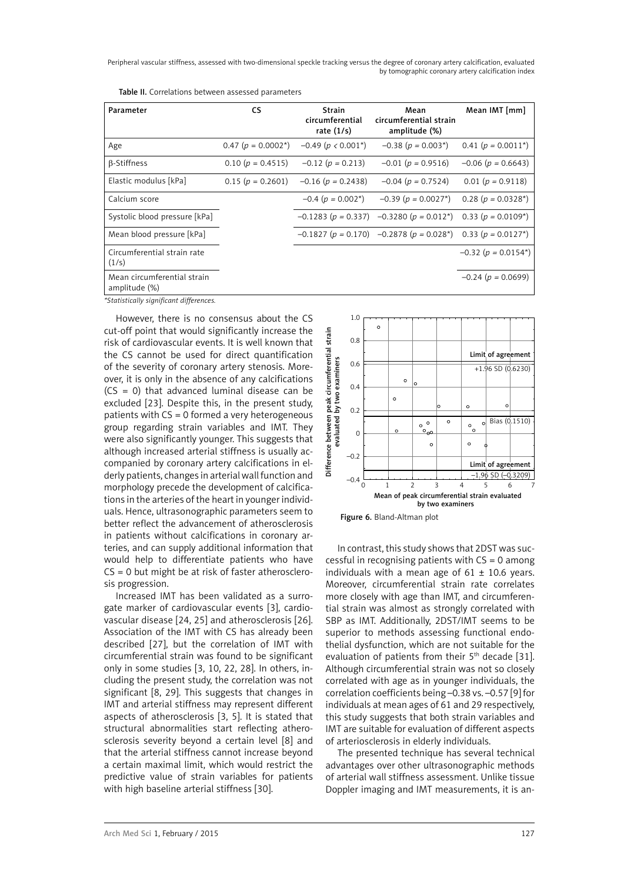**Table II.** Correlations between assessed parameters

| Parameter | CS | Strain circumferential rate (1/s) | Mean circumferential strain amplitude (%) | Mean IMT [mm] |
|---|---|---|---|---|
| Age | 0.47 ($p$ = 0.0002*) | –0.49 ($p$ < 0.001*) | –0.38 ($p$ = 0.003*) | 0.41 ($p$ = 0.0011*) |
| β-Stiffness | 0.10 ($p$ = 0.4515) | –0.12 ($p$ = 0.213) | –0.01 ($p$ = 0.9516) | –0.06 ($p$ = 0.6643) |
| Elastic modulus [kPa] | 0.15 ($p$ = 0.2601) | –0.16 ($p$ = 0.2438) | –0.04 ($p$ = 0.7524) | 0.01 ($p$ = 0.9118) |
| Calcium score | | –0.4 ($p$ = 0.002*) | –0.39 ($p$ = 0.0027*) | 0.28 ($p$ = 0.0328*) |
| Systolic blood pressure [kPa] | | –0.1283 ($p$ = 0.337) | –0.3280 ($p$ = 0.012*) | 0.33 ($p$ = 0.0109*) |
| Mean blood pressure [kPa] | | –0.1827 ($p$ = 0.170) | –0.2878 ($p$ = 0.028*) | 0.33 ($p$ = 0.0127*) |
| Circumferential strain rate (1/s) | | | | –0.32 ($p$ = 0.0154*) |
| Mean circumferential strain amplitude (%) | | | | –0.24 ($p$ = 0.0699) |

*Statistically significant differences.*

However, there is no consensus about the CS cut-off point that would significantly increase the risk of cardiovascular events. It is well known that the CS cannot be used for direct quantification of the severity of coronary artery stenosis. Moreover, it is only in the absence of any calcifications (CS = 0) that advanced luminal disease can be excluded [23]. Despite this, in the present study, patients with CS = 0 formed a very heterogeneous group regarding strain variables and IMT. They were also significantly younger. This suggests that although increased arterial stiffness is usually accompanied by coronary artery calcifications in elderly patients, changes in arterial wall function and morphology precede the development of calcifications in the arteries of the heart in younger individuals. Hence, ultrasonographic parameters seem to better reflect the advancement of atherosclerosis in patients without calcifications in coronary arteries, and can supply additional information that would help to differentiate patients who have CS = 0 but might be at risk of faster atherosclerosis progression.

Increased IMT has been validated as a surrogate marker of cardiovascular events [3], cardiovascular disease [24, 25] and atherosclerosis [26]. Association of the IMT with CS has already been described [27], but the correlation of IMT with circumferential strain was found to be significant only in some studies [3, 10, 22, 28]. In others, including the present study, the correlation was not significant [8, 29]. This suggests that changes in IMT and arterial stiffness may represent different aspects of atherosclerosis [3, 5]. It is stated that structural abnormalities start reflecting atherosclerosis severity beyond a certain level [8] and that the arterial stiffness cannot increase beyond a certain maximal limit, which would restrict the predictive value of strain variables for patients with high baseline arterial stiffness [30].

**Figure 6.** Bland-Altman plot

In contrast, this study shows that 2DST was successful in recognising patients with CS = 0 among individuals with a mean age of 61 ± 10.6 years. Moreover, circumferential strain rate correlates more closely with age than IMT, and circumferential strain was almost as strongly correlated with SBP as IMT. Additionally, 2DST/IMT seems to be superior to methods assessing functional endothelial dysfunction, which are not suitable for the evaluation of patients from their 5th decade [31]. Although circumferential strain was not so closely correlated with age as in younger individuals, the correlation coefficients being –0.38 vs. –0.57 [9] for individuals at mean ages of 61 and 29 respectively, this study suggests that both strain variables and IMT are suitable for evaluation of different aspects of arteriosclerosis in elderly individuals.

The presented technique has several technical advantages over other ultrasonographic methods of arterial wall stiffness assessment. Unlike tissue Doppler imaging and IMT measurements, it is an-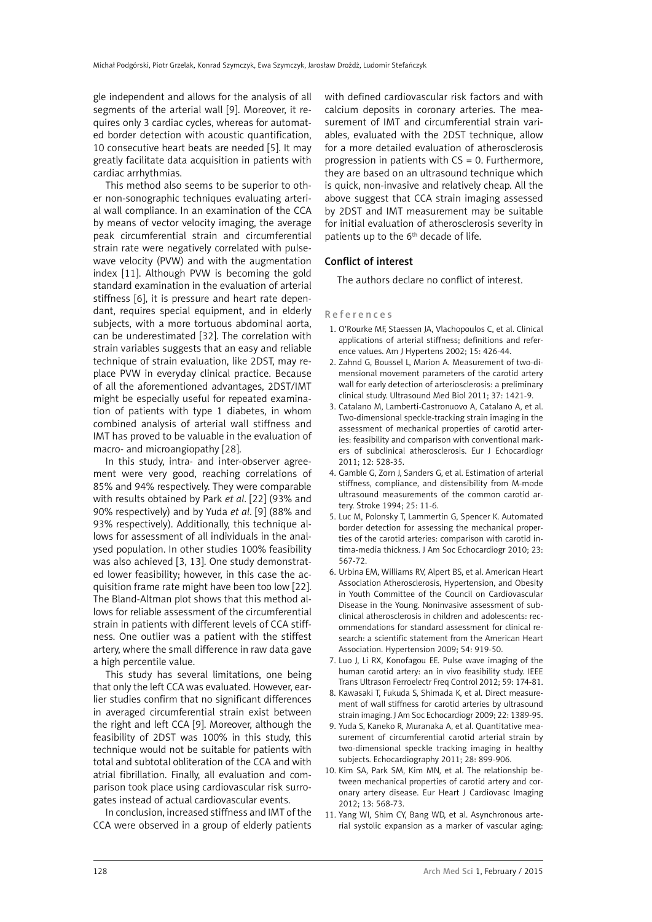gle independent and allows for the analysis of all segments of the arterial wall [9]. Moreover, it requires only 3 cardiac cycles, whereas for automated border detection with acoustic quantification, 10 consecutive heart beats are needed [5]. It may greatly facilitate data acquisition in patients with cardiac arrhythmias.

This method also seems to be superior to other non-sonographic techniques evaluating arterial wall compliance. In an examination of the CCA by means of vector velocity imaging, the average peak circumferential strain and circumferential strain rate were negatively correlated with pulse-wave velocity (PVW) and with the augmentation index [11]. Although PVW is becoming the gold standard examination in the evaluation of arterial stiffness [6], it is pressure and heart rate dependant, requires special equipment, and in elderly subjects, with a more tortuous abdominal aorta, can be underestimated [32]. The correlation with strain variables suggests that an easy and reliable technique of strain evaluation, like 2DST, may replace PVW in everyday clinical practice. Because of all the aforementioned advantages, 2DST/IMT might be especially useful for repeated examination of patients with type 1 diabetes, in whom combined analysis of arterial wall stiffness and IMT has proved to be valuable in the evaluation of macro- and microangiopathy [28].

In this study, intra- and inter-observer agreement were very good, reaching correlations of 85% and 94% respectively. They were comparable with results obtained by Park *et al*. [22] (93% and 90% respectively) and by Yuda *et al*. [9] (88% and 93% respectively). Additionally, this technique allows for assessment of all individuals in the analysed population. In other studies 100% feasibility was also achieved [3, 13]. One study demonstrated lower feasibility; however, in this case the acquisition frame rate might have been too low [22]. The Bland-Altman plot shows that this method allows for reliable assessment of the circumferential strain in patients with different levels of CCA stiffness. One outlier was a patient with the stiffest artery, where the small difference in raw data gave a high percentile value.

This study has several limitations, one being that only the left CCA was evaluated. However, earlier studies confirm that no significant differences in averaged circumferential strain exist between the right and left CCA [9]. Moreover, although the feasibility of 2DST was 100% in this study, this technique would not be suitable for patients with total and subtotal obliteration of the CCA and with atrial fibrillation. Finally, all evaluation and comparison took place using cardiovascular risk surrogates instead of actual cardiovascular events.

In conclusion, increased stiffness and IMT of the CCA were observed in a group of elderly patients with defined cardiovascular risk factors and with calcium deposits in coronary arteries. The measurement of IMT and circumferential strain variables, evaluated with the 2DST technique, allow for a more detailed evaluation of atherosclerosis progression in patients with CS = 0. Furthermore, they are based on an ultrasound technique which is quick, non-invasive and relatively cheap. All the above suggest that CCA strain imaging assessed by 2DST and IMT measurement may be suitable for initial evaluation of atherosclerosis severity in patients up to the 6th decade of life.

## Conflict of interest

The authors declare no conflict of interest.

## References

1. O'Rourke MF, Staessen JA, Vlachopoulos C, et al. Clinical applications of arterial stiffness; definitions and reference values. Am J Hypertens 2002; 15: 426-44.
2. Zahnd G, Boussel L, Marion A. Measurement of two-dimensional movement parameters of the carotid artery wall for early detection of arteriosclerosis: a preliminary clinical study. Ultrasound Med Biol 2011; 37: 1421-9.
3. Catalano M, Lamberti-Castronuovo A, Catalano A, et al. Two-dimensional speckle-tracking strain imaging in the assessment of mechanical properties of carotid arteries: feasibility and comparison with conventional markers of subclinical atherosclerosis. Eur J Echocardiogr 2011; 12: 528-35.
4. Gamble G, Zorn J, Sanders G, et al. Estimation of arterial stiffness, compliance, and distensibility from M-mode ultrasound measurements of the common carotid artery. Stroke 1994; 25: 11-6.
5. Luc M, Polonsky T, Lammertin G, Spencer K. Automated border detection for assessing the mechanical properties of the carotid arteries: comparison with carotid intima-media thickness. J Am Soc Echocardiogr 2010; 23: 567-72.
6. Urbina EM, Williams RV, Alpert BS, et al. American Heart Association Atherosclerosis, Hypertension, and Obesity in Youth Committee of the Council on Cardiovascular Disease in the Young. Noninvasive assessment of subclinical atherosclerosis in children and adolescents: recommendations for standard assessment for clinical research: a scientific statement from the American Heart Association. Hypertension 2009; 54: 919-50.
7. Luo J, Li RX, Konofagou EE. Pulse wave imaging of the human carotid artery: an in vivo feasibility study. IEEE Trans Ultrason Ferroelectr Freq Control 2012; 59: 174-81.
8. Kawasaki T, Fukuda S, Shimada K, et al. Direct measurement of wall stiffness for carotid arteries by ultrasound strain imaging. J Am Soc Echocardiogr 2009; 22: 1389-95.
9. Yuda S, Kaneko R, Muranaka A, et al. Quantitative measurement of circumferential carotid arterial strain by two-dimensional speckle tracking imaging in healthy subjects. Echocardiography 2011; 28: 899-906.
10. Kim SA, Park SM, Kim MN, et al. The relationship between mechanical properties of carotid artery and coronary artery disease. Eur Heart J Cardiovasc Imaging 2012; 13: 568-73.
11. Yang WI, Shim CY, Bang WD, et al. Asynchronous arterial systolic expansion as a marker of vascular aging: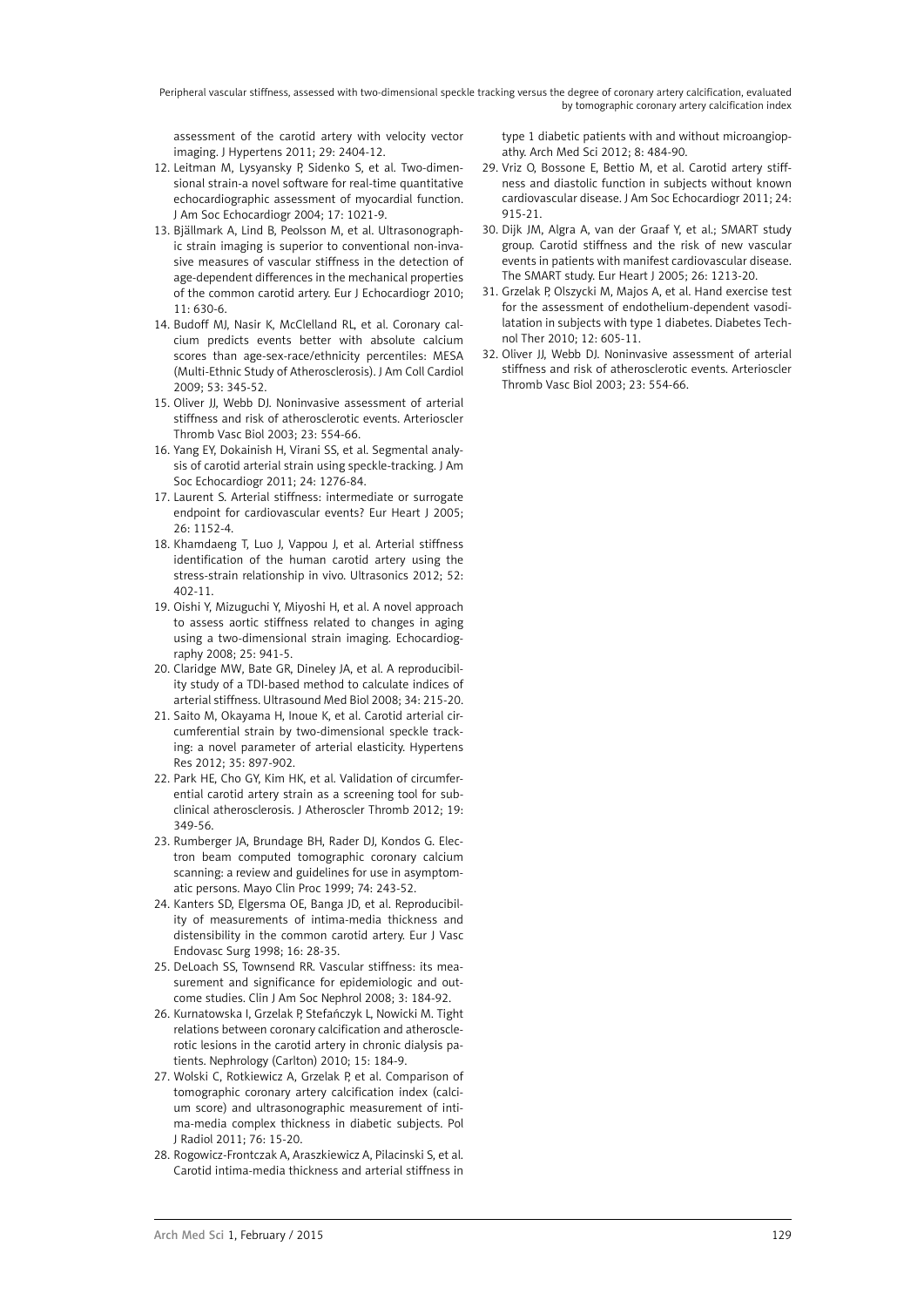assessment of the carotid artery with velocity vector imaging. J Hypertens 2011; 29: 2404-12.

12. Leitman M, Lysyansky P, Sidenko S, et al. Two-dimensional strain-a novel software for real-time quantitative echocardiographic assessment of myocardial function. J Am Soc Echocardiogr 2004; 17: 1021-9.
13. Bjällmark A, Lind B, Peolsson M, et al. Ultrasonographic strain imaging is superior to conventional non-invasive measures of vascular stiffness in the detection of age-dependent differences in the mechanical properties of the common carotid artery. Eur J Echocardiogr 2010; 11: 630-6.
14. Budoff MJ, Nasir K, McClelland RL, et al. Coronary calcium predicts events better with absolute calcium scores than age-sex-race/ethnicity percentiles: MESA (Multi-Ethnic Study of Atherosclerosis). J Am Coll Cardiol 2009; 53: 345-52.
15. Oliver JJ, Webb DJ. Noninvasive assessment of arterial stiffness and risk of atherosclerotic events. Arterioscler Thromb Vasc Biol 2003; 23: 554-66.
16. Yang EY, Dokainish H, Virani SS, et al. Segmental analysis of carotid arterial strain using speckle-tracking. J Am Soc Echocardiogr 2011; 24: 1276-84.
17. Laurent S. Arterial stiffness: intermediate or surrogate endpoint for cardiovascular events? Eur Heart J 2005; 26: 1152-4.
18. Khamdaeng T, Luo J, Vappou J, et al. Arterial stiffness identification of the human carotid artery using the stress-strain relationship in vivo. Ultrasonics 2012; 52: 402-11.
19. Oishi Y, Mizuguchi Y, Miyoshi H, et al. A novel approach to assess aortic stiffness related to changes in aging using a two-dimensional strain imaging. Echocardiography 2008; 25: 941-5.
20. Claridge MW, Bate GR, Dineley JA, et al. A reproducibility study of a TDI-based method to calculate indices of arterial stiffness. Ultrasound Med Biol 2008; 34: 215-20.
21. Saito M, Okayama H, Inoue K, et al. Carotid arterial circumferential strain by two-dimensional speckle tracking: a novel parameter of arterial elasticity. Hypertens Res 2012; 35: 897-902.
22. Park HE, Cho GY, Kim HK, et al. Validation of circumferential carotid artery strain as a screening tool for subclinical atherosclerosis. J Atheroscler Thromb 2012; 19: 349-56.
23. Rumberger JA, Brundage BH, Rader DJ, Kondos G. Electron beam computed tomographic coronary calcium scanning: a review and guidelines for use in asymptomatic persons. Mayo Clin Proc 1999; 74: 243-52.
24. Kanters SD, Elgersma OE, Banga JD, et al. Reproducibility of measurements of intima-media thickness and distensibility in the common carotid artery. Eur J Vasc Endovasc Surg 1998; 16: 28-35.
25. DeLoach SS, Townsend RR. Vascular stiffness: its measurement and significance for epidemiologic and outcome studies. Clin J Am Soc Nephrol 2008; 3: 184-92.
26. Kurnatowska I, Grzelak P, Stefańczyk L, Nowicki M. Tight relations between coronary calcification and atherosclerotic lesions in the carotid artery in chronic dialysis patients. Nephrology (Carlton) 2010; 15: 184-9.
27. Wolski C, Rotkiewicz A, Grzelak P, et al. Comparison of tomographic coronary artery calcification index (calcium score) and ultrasonographic measurement of intima-media complex thickness in diabetic subjects. Pol J Radiol 2011; 76: 15-20.
28. Rogowicz-Frontczak A, Araszkiewicz A, Pilacinski S, et al. Carotid intima-media thickness and arterial stiffness in type 1 diabetic patients with and without microangiopathy. Arch Med Sci 2012; 8: 484-90.
29. Vriz O, Bossone E, Bettio M, et al. Carotid artery stiffness and diastolic function in subjects without known cardiovascular disease. J Am Soc Echocardiogr 2011; 24: 915-21.
30. Dijk JM, Algra A, van der Graaf Y, et al.; SMART study group. Carotid stiffness and the risk of new vascular events in patients with manifest cardiovascular disease. The SMART study. Eur Heart J 2005; 26: 1213-20.
31. Grzelak P, Olszycki M, Majos A, et al. Hand exercise test for the assessment of endothelium-dependent vasodilatation in subjects with type 1 diabetes. Diabetes Technol Ther 2010; 12: 605-11.
32. Oliver JJ, Webb DJ. Noninvasive assessment of arterial stiffness and risk of atherosclerotic events. Arterioscler Thromb Vasc Biol 2003; 23: 554-66.